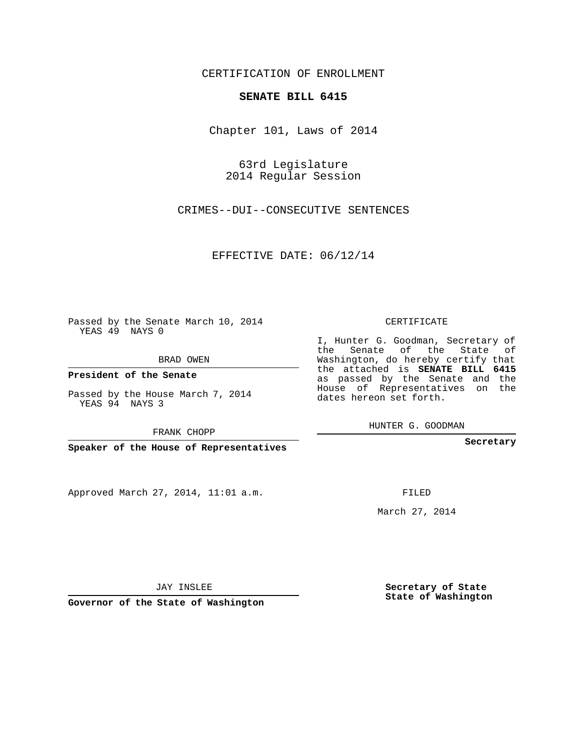CERTIFICATION OF ENROLLMENT

**SENATE BILL 6415**

Chapter 101, Laws of 2014

63rd Legislature
2014 Regular Session

CRIMES--DUI--CONSECUTIVE SENTENCES

EFFECTIVE DATE: 06/12/14

Passed by the Senate March 10, 2014
YEAS 49 NAYS 0

BRAD OWEN

**President of the Senate**

Passed by the House March 7, 2014
YEAS 94 NAYS 3

FRANK CHOPP

**Speaker of the House of Representatives**

Approved March 27, 2014, 11:01 a.m.

JAY INSLEE

**Governor of the State of Washington**

CERTIFICATE

I, Hunter G. Goodman, Secretary of the Senate of the State of Washington, do hereby certify that the attached is **SENATE BILL 6415** as passed by the Senate and the House of Representatives on the dates hereon set forth.

HUNTER G. GOODMAN

**Secretary**

FILED

March 27, 2014

**Secretary of State**
**State of Washington**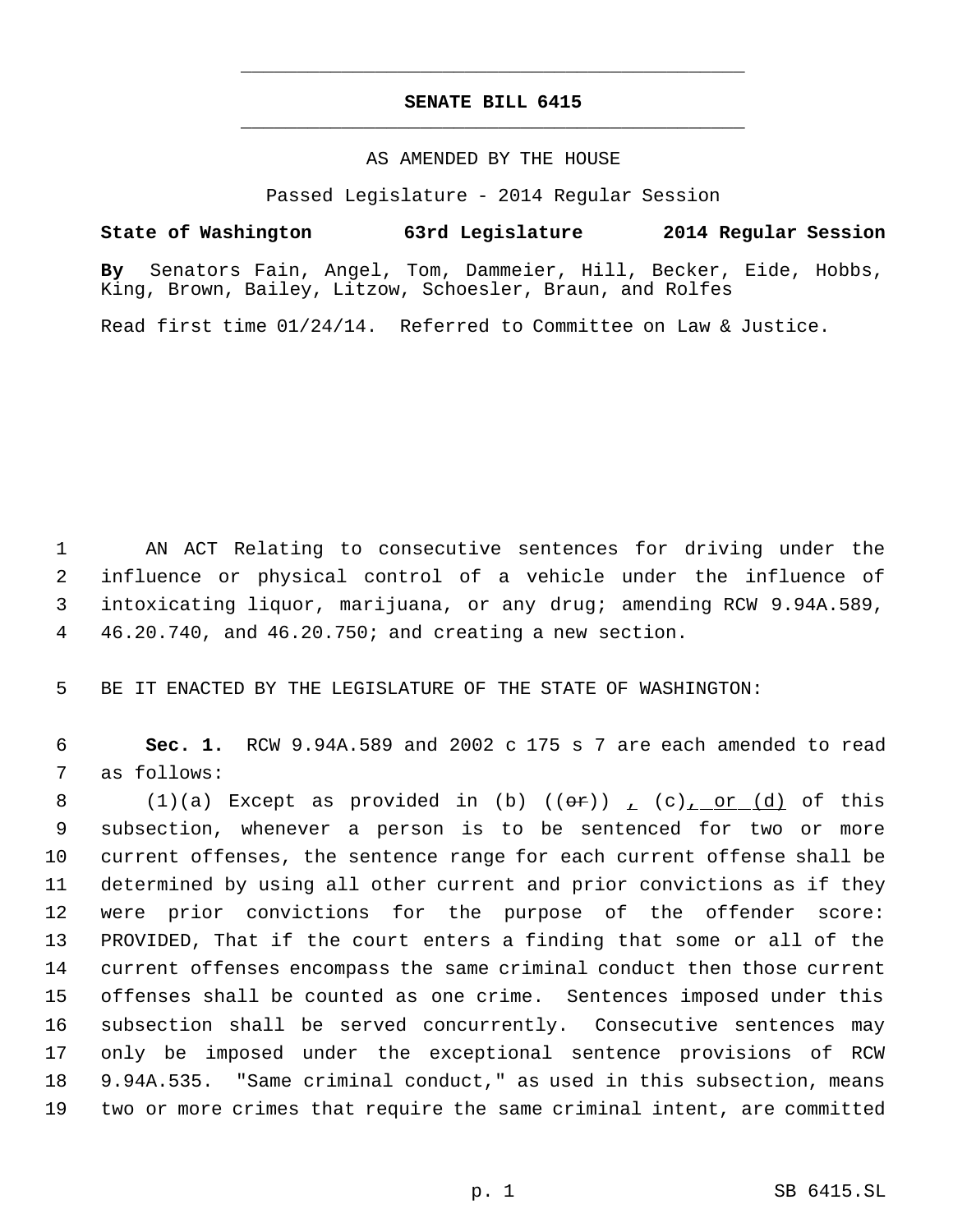# SENATE BILL 6415

AS AMENDED BY THE HOUSE

Passed Legislature - 2014 Regular Session

**State of Washington 63rd Legislature 2014 Regular Session**

**By** Senators Fain, Angel, Tom, Dammeier, Hill, Becker, Eide, Hobbs, King, Brown, Bailey, Litzow, Schoesler, Braun, and Rolfes

Read first time 01/24/14. Referred to Committee on Law & Justice.

1 AN ACT Relating to consecutive sentences for driving under the
2 influence or physical control of a vehicle under the influence of
3 intoxicating liquor, marijuana, or any drug; amending RCW 9.94A.589,
4 46.20.740, and 46.20.750; and creating a new section.

5 BE IT ENACTED BY THE LEGISLATURE OF THE STATE OF WASHINGTON:

6 **Sec. 1.** RCW 9.94A.589 and 2002 c 175 s 7 are each amended to read
7 as follows:

8 (1)(a) Except as provided in (b) ((~~or~~)) , (c), or (d) of this
9 subsection, whenever a person is to be sentenced for two or more
10 current offenses, the sentence range for each current offense shall be
11 determined by using all other current and prior convictions as if they
12 were prior convictions for the purpose of the offender score:
13 PROVIDED, That if the court enters a finding that some or all of the
14 current offenses encompass the same criminal conduct then those current
15 offenses shall be counted as one crime. Sentences imposed under this
16 subsection shall be served concurrently. Consecutive sentences may
17 only be imposed under the exceptional sentence provisions of RCW
18 9.94A.535. "Same criminal conduct," as used in this subsection, means
19 two or more crimes that require the same criminal intent, are committed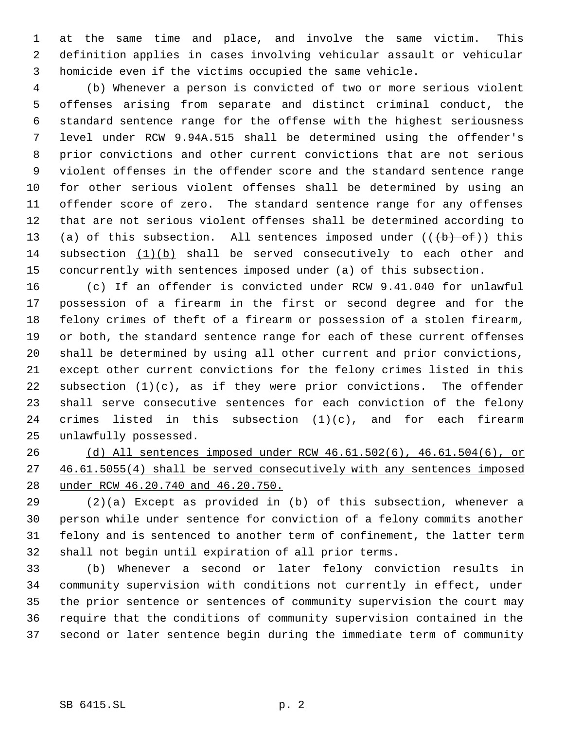at the same time and place, and involve the same victim. This definition applies in cases involving vehicular assault or vehicular homicide even if the victims occupied the same vehicle.

(b) Whenever a person is convicted of two or more serious violent offenses arising from separate and distinct criminal conduct, the standard sentence range for the offense with the highest seriousness level under RCW 9.94A.515 shall be determined using the offender's prior convictions and other current convictions that are not serious violent offenses in the offender score and the standard sentence range for other serious violent offenses shall be determined by using an offender score of zero. The standard sentence range for any offenses that are not serious violent offenses shall be determined according to (a) of this subsection. All sentences imposed under ((~~(b) of~~)) this subsection <u>(1)(b)</u> shall be served consecutively to each other and concurrently with sentences imposed under (a) of this subsection.

(c) If an offender is convicted under RCW 9.41.040 for unlawful possession of a firearm in the first or second degree and for the felony crimes of theft of a firearm or possession of a stolen firearm, or both, the standard sentence range for each of these current offenses shall be determined by using all other current and prior convictions, except other current convictions for the felony crimes listed in this subsection (1)(c), as if they were prior convictions. The offender shall serve consecutive sentences for each conviction of the felony crimes listed in this subsection (1)(c), and for each firearm unlawfully possessed.

<u>(d) All sentences imposed under RCW 46.61.502(6), 46.61.504(6), or 46.61.5055(4) shall be served consecutively with any sentences imposed under RCW 46.20.740 and 46.20.750.</u>

(2)(a) Except as provided in (b) of this subsection, whenever a person while under sentence for conviction of a felony commits another felony and is sentenced to another term of confinement, the latter term shall not begin until expiration of all prior terms.

(b) Whenever a second or later felony conviction results in community supervision with conditions not currently in effect, under the prior sentence or sentences of community supervision the court may require that the conditions of community supervision contained in the second or later sentence begin during the immediate term of community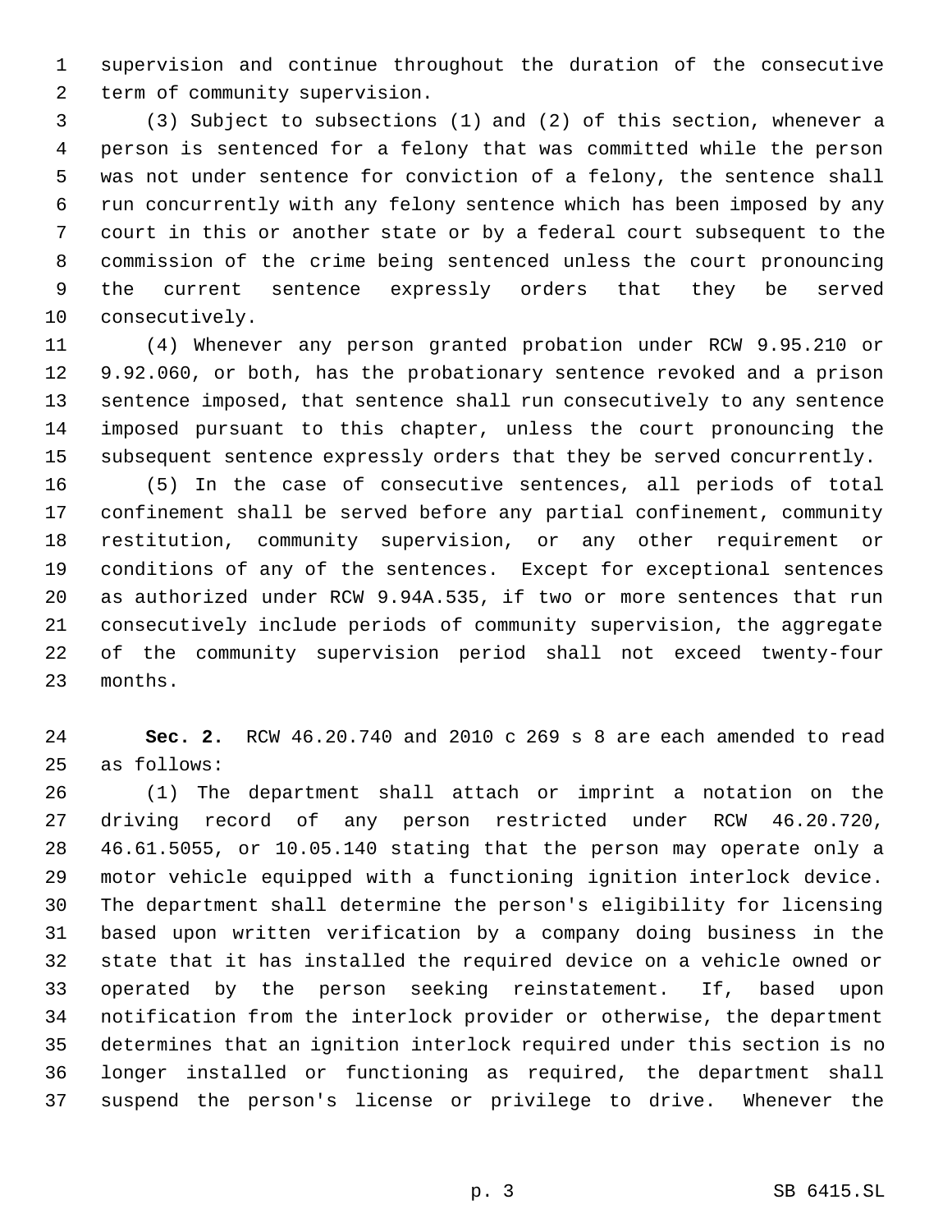supervision and continue throughout the duration of the consecutive term of community supervision.

(3) Subject to subsections (1) and (2) of this section, whenever a person is sentenced for a felony that was committed while the person was not under sentence for conviction of a felony, the sentence shall run concurrently with any felony sentence which has been imposed by any court in this or another state or by a federal court subsequent to the commission of the crime being sentenced unless the court pronouncing the current sentence expressly orders that they be served consecutively.

(4) Whenever any person granted probation under RCW 9.95.210 or 9.92.060, or both, has the probationary sentence revoked and a prison sentence imposed, that sentence shall run consecutively to any sentence imposed pursuant to this chapter, unless the court pronouncing the subsequent sentence expressly orders that they be served concurrently.

(5) In the case of consecutive sentences, all periods of total confinement shall be served before any partial confinement, community restitution, community supervision, or any other requirement or conditions of any of the sentences. Except for exceptional sentences as authorized under RCW 9.94A.535, if two or more sentences that run consecutively include periods of community supervision, the aggregate of the community supervision period shall not exceed twenty-four months.

**Sec. 2.** RCW 46.20.740 and 2010 c 269 s 8 are each amended to read as follows:

(1) The department shall attach or imprint a notation on the driving record of any person restricted under RCW 46.20.720, 46.61.5055, or 10.05.140 stating that the person may operate only a motor vehicle equipped with a functioning ignition interlock device. The department shall determine the person's eligibility for licensing based upon written verification by a company doing business in the state that it has installed the required device on a vehicle owned or operated by the person seeking reinstatement. If, based upon notification from the interlock provider or otherwise, the department determines that an ignition interlock required under this section is no longer installed or functioning as required, the department shall suspend the person's license or privilege to drive. Whenever the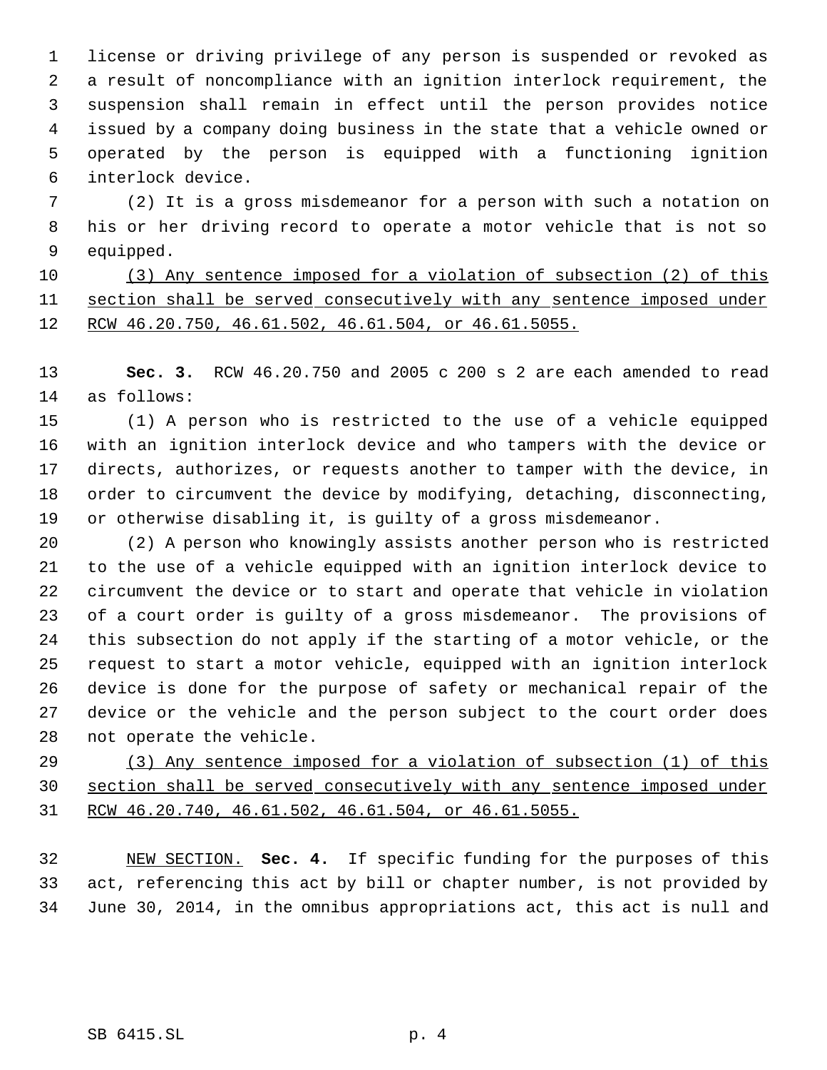license or driving privilege of any person is suspended or revoked as a result of noncompliance with an ignition interlock requirement, the suspension shall remain in effect until the person provides notice issued by a company doing business in the state that a vehicle owned or operated by the person is equipped with a functioning ignition interlock device.

(2) It is a gross misdemeanor for a person with such a notation on his or her driving record to operate a motor vehicle that is not so equipped.

<u>(3) Any sentence imposed for a violation of subsection (2) of this section shall be served consecutively with any sentence imposed under RCW 46.20.750, 46.61.502, 46.61.504, or 46.61.5055.</u>

**Sec. 3.** RCW 46.20.750 and 2005 c 200 s 2 are each amended to read as follows:

(1) A person who is restricted to the use of a vehicle equipped with an ignition interlock device and who tampers with the device or directs, authorizes, or requests another to tamper with the device, in order to circumvent the device by modifying, detaching, disconnecting, or otherwise disabling it, is guilty of a gross misdemeanor.

(2) A person who knowingly assists another person who is restricted to the use of a vehicle equipped with an ignition interlock device to circumvent the device or to start and operate that vehicle in violation of a court order is guilty of a gross misdemeanor. The provisions of this subsection do not apply if the starting of a motor vehicle, or the request to start a motor vehicle, equipped with an ignition interlock device is done for the purpose of safety or mechanical repair of the device or the vehicle and the person subject to the court order does not operate the vehicle.

<u>(3) Any sentence imposed for a violation of subsection (1) of this section shall be served consecutively with any sentence imposed under RCW 46.20.740, 46.61.502, 46.61.504, or 46.61.5055.</u>

<u>NEW SECTION.</u> **Sec. 4.** If specific funding for the purposes of this act, referencing this act by bill or chapter number, is not provided by June 30, 2014, in the omnibus appropriations act, this act is null and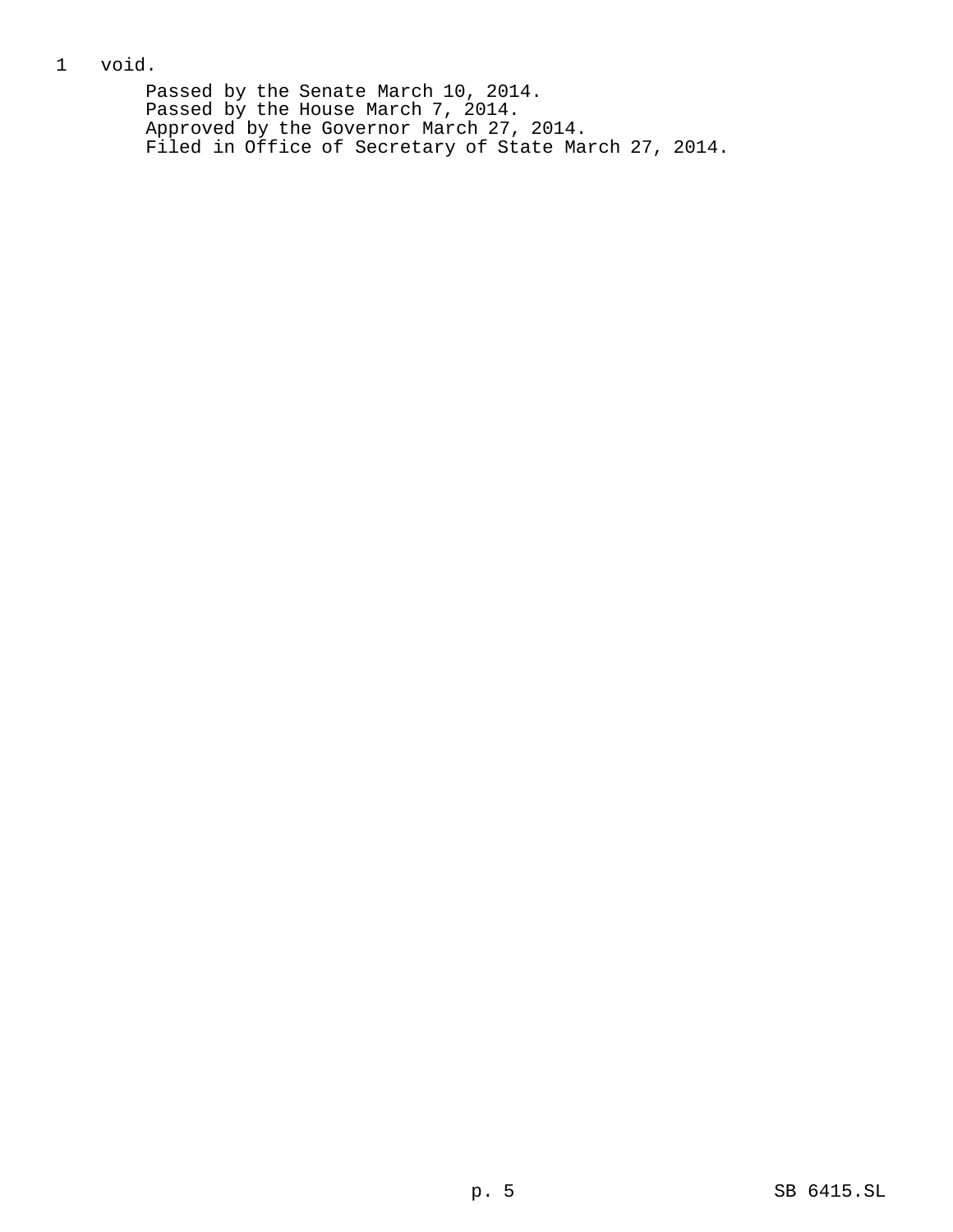void.

Passed by the Senate March 10, 2014.
Passed by the House March 7, 2014.
Approved by the Governor March 27, 2014.
Filed in Office of Secretary of State March 27, 2014.